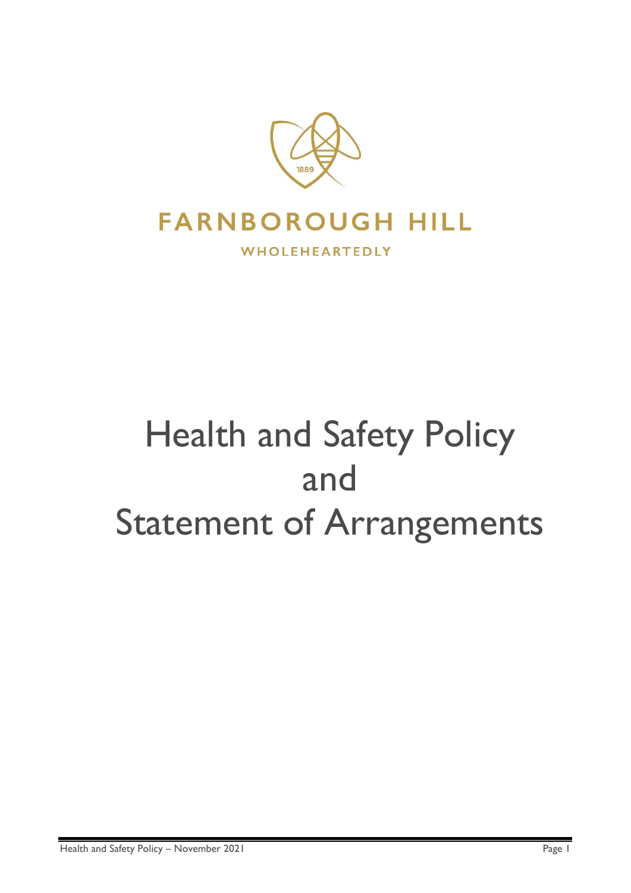FARNBOROUGH HILL

WHOLEHEARTEDLY

# Health and Safety Policy and Statement of Arrangements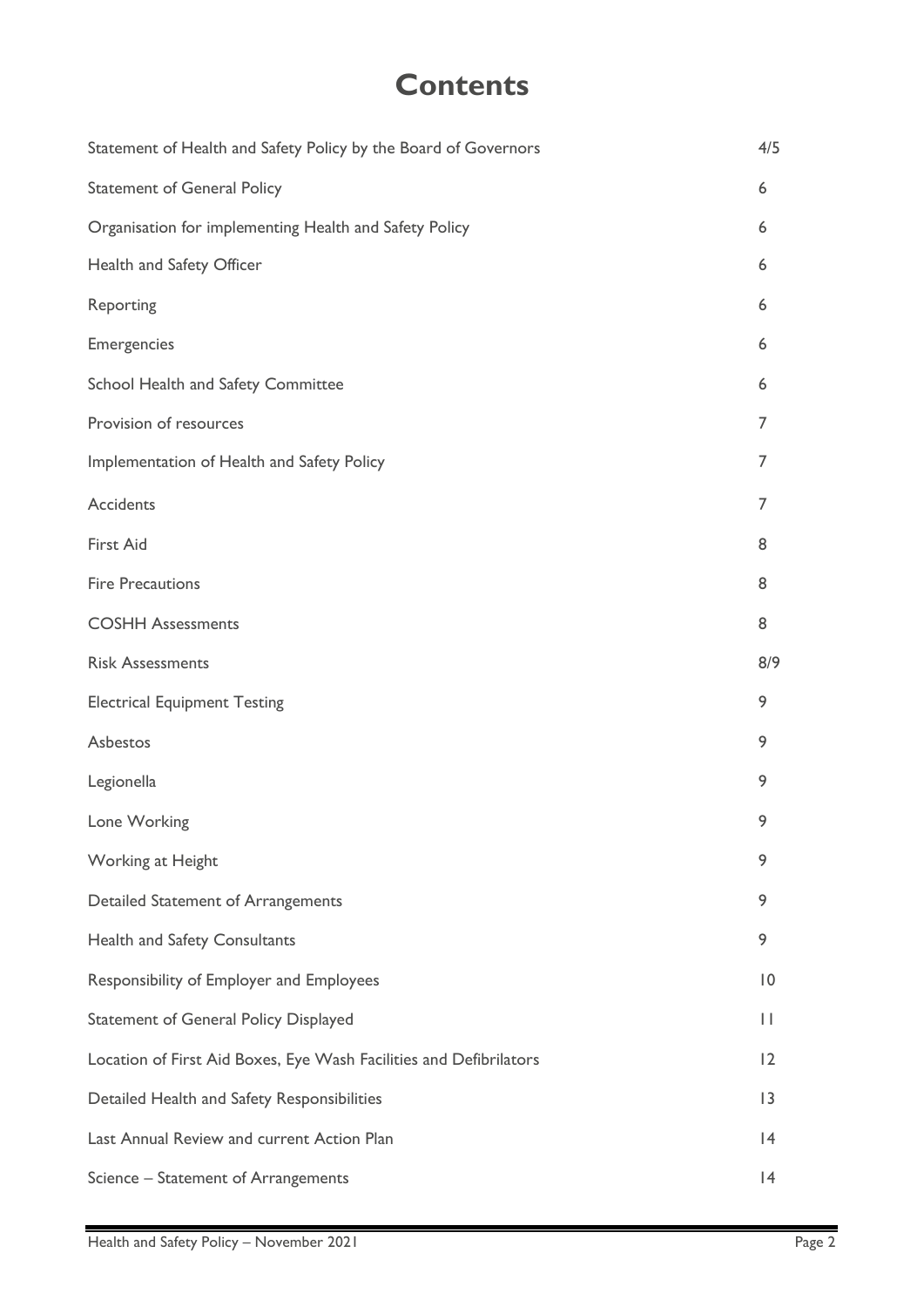# Contents

| | |
|---|---|
| Statement of Health and Safety Policy by the Board of Governors | 4/5 |
| Statement of General Policy | 6 |
| Organisation for implementing Health and Safety Policy | 6 |
| Health and Safety Officer | 6 |
| Reporting | 6 |
| Emergencies | 6 |
| School Health and Safety Committee | 6 |
| Provision of resources | 7 |
| Implementation of Health and Safety Policy | 7 |
| Accidents | 7 |
| First Aid | 8 |
| Fire Precautions | 8 |
| COSHH Assessments | 8 |
| Risk Assessments | 8/9 |
| Electrical Equipment Testing | 9 |
| Asbestos | 9 |
| Legionella | 9 |
| Lone Working | 9 |
| Working at Height | 9 |
| Detailed Statement of Arrangements | 9 |
| Health and Safety Consultants | 9 |
| Responsibility of Employer and Employees | 10 |
| Statement of General Policy Displayed | 11 |
| Location of First Aid Boxes, Eye Wash Facilities and Defibrilators | 12 |
| Detailed Health and Safety Responsibilities | 13 |
| Last Annual Review and current Action Plan | 14 |
| Science – Statement of Arrangements | 14 |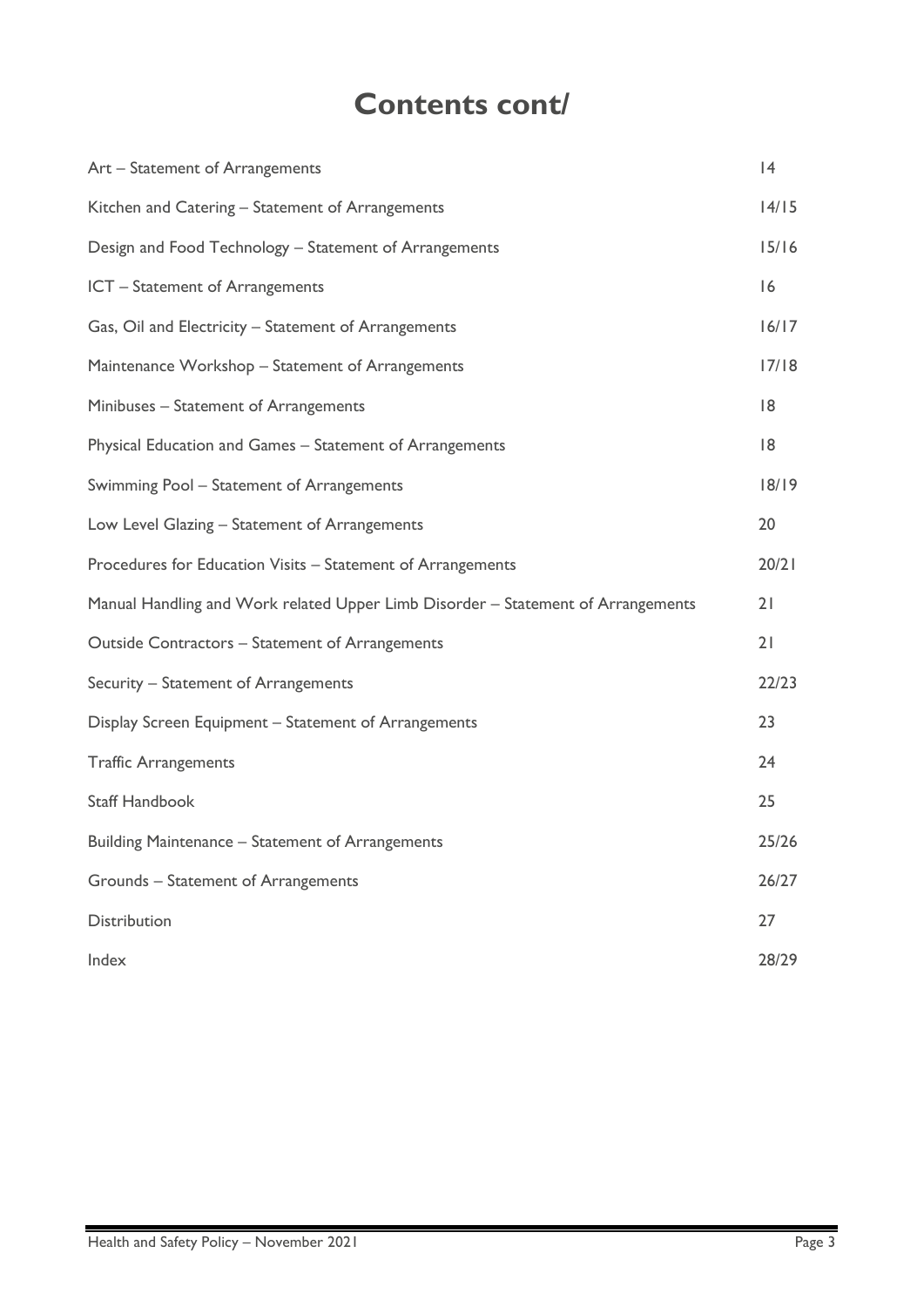# Contents cont/

| | |
|---|---|
| Art – Statement of Arrangements | 14 |
| Kitchen and Catering – Statement of Arrangements | 14/15 |
| Design and Food Technology – Statement of Arrangements | 15/16 |
| ICT – Statement of Arrangements | 16 |
| Gas, Oil and Electricity – Statement of Arrangements | 16/17 |
| Maintenance Workshop – Statement of Arrangements | 17/18 |
| Minibuses – Statement of Arrangements | 18 |
| Physical Education and Games – Statement of Arrangements | 18 |
| Swimming Pool – Statement of Arrangements | 18/19 |
| Low Level Glazing – Statement of Arrangements | 20 |
| Procedures for Education Visits – Statement of Arrangements | 20/21 |
| Manual Handling and Work related Upper Limb Disorder – Statement of Arrangements | 21 |
| Outside Contractors – Statement of Arrangements | 21 |
| Security – Statement of Arrangements | 22/23 |
| Display Screen Equipment – Statement of Arrangements | 23 |
| Traffic Arrangements | 24 |
| Staff Handbook | 25 |
| Building Maintenance – Statement of Arrangements | 25/26 |
| Grounds – Statement of Arrangements | 26/27 |
| Distribution | 27 |
| Index | 28/29 |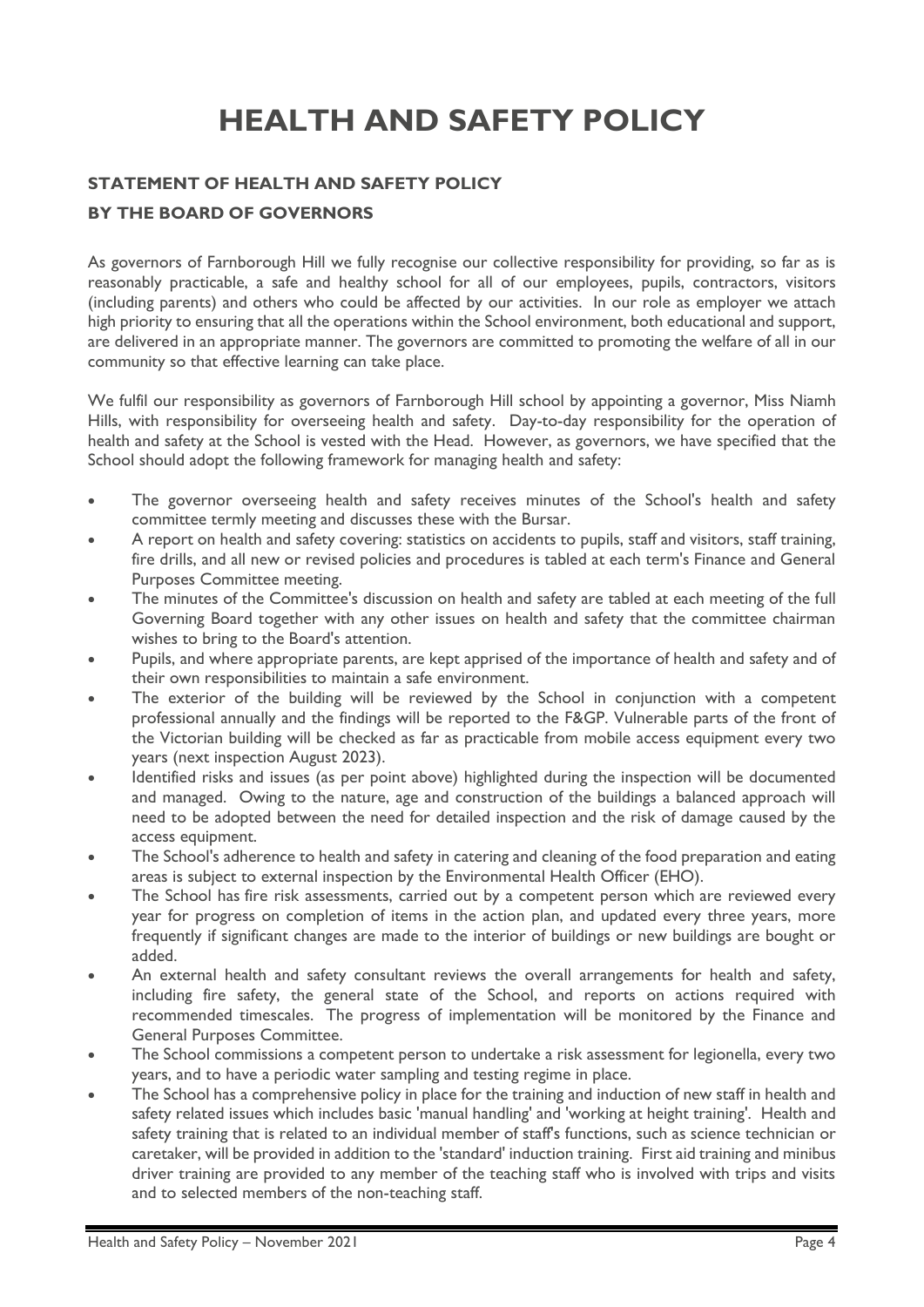# HEALTH AND SAFETY POLICY

## STATEMENT OF HEALTH AND SAFETY POLICY

## BY THE BOARD OF GOVERNORS

As governors of Farnborough Hill we fully recognise our collective responsibility for providing, so far as is reasonably practicable, a safe and healthy school for all of our employees, pupils, contractors, visitors (including parents) and others who could be affected by our activities. In our role as employer we attach high priority to ensuring that all the operations within the School environment, both educational and support, are delivered in an appropriate manner. The governors are committed to promoting the welfare of all in our community so that effective learning can take place.

We fulfil our responsibility as governors of Farnborough Hill school by appointing a governor, Miss Niamh Hills, with responsibility for overseeing health and safety. Day-to-day responsibility for the operation of health and safety at the School is vested with the Head. However, as governors, we have specified that the School should adopt the following framework for managing health and safety:

- The governor overseeing health and safety receives minutes of the School's health and safety committee termly meeting and discusses these with the Bursar.
- A report on health and safety covering: statistics on accidents to pupils, staff and visitors, staff training, fire drills, and all new or revised policies and procedures is tabled at each term's Finance and General Purposes Committee meeting.
- The minutes of the Committee's discussion on health and safety are tabled at each meeting of the full Governing Board together with any other issues on health and safety that the committee chairman wishes to bring to the Board's attention.
- Pupils, and where appropriate parents, are kept apprised of the importance of health and safety and of their own responsibilities to maintain a safe environment.
- The exterior of the building will be reviewed by the School in conjunction with a competent professional annually and the findings will be reported to the F&GP. Vulnerable parts of the front of the Victorian building will be checked as far as practicable from mobile access equipment every two years (next inspection August 2023).
- Identified risks and issues (as per point above) highlighted during the inspection will be documented and managed. Owing to the nature, age and construction of the buildings a balanced approach will need to be adopted between the need for detailed inspection and the risk of damage caused by the access equipment.
- The School's adherence to health and safety in catering and cleaning of the food preparation and eating areas is subject to external inspection by the Environmental Health Officer (EHO).
- The School has fire risk assessments, carried out by a competent person which are reviewed every year for progress on completion of items in the action plan, and updated every three years, more frequently if significant changes are made to the interior of buildings or new buildings are bought or added.
- An external health and safety consultant reviews the overall arrangements for health and safety, including fire safety, the general state of the School, and reports on actions required with recommended timescales. The progress of implementation will be monitored by the Finance and General Purposes Committee.
- The School commissions a competent person to undertake a risk assessment for legionella, every two years, and to have a periodic water sampling and testing regime in place.
- The School has a comprehensive policy in place for the training and induction of new staff in health and safety related issues which includes basic 'manual handling' and 'working at height training'. Health and safety training that is related to an individual member of staff's functions, such as science technician or caretaker, will be provided in addition to the 'standard' induction training. First aid training and minibus driver training are provided to any member of the teaching staff who is involved with trips and visits and to selected members of the non-teaching staff.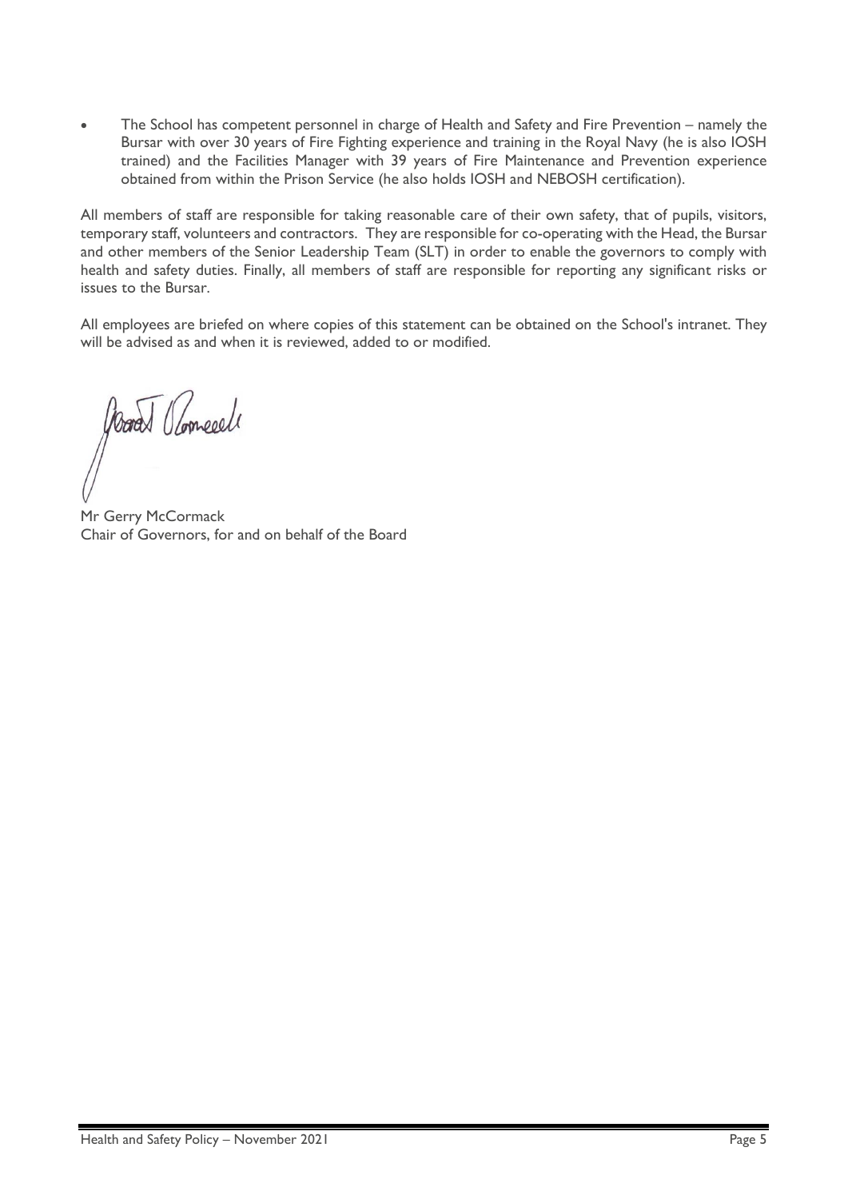- The School has competent personnel in charge of Health and Safety and Fire Prevention – namely the Bursar with over 30 years of Fire Fighting experience and training in the Royal Navy (he is also IOSH trained) and the Facilities Manager with 39 years of Fire Maintenance and Prevention experience obtained from within the Prison Service (he also holds IOSH and NEBOSH certification).

All members of staff are responsible for taking reasonable care of their own safety, that of pupils, visitors, temporary staff, volunteers and contractors. They are responsible for co-operating with the Head, the Bursar and other members of the Senior Leadership Team (SLT) in order to enable the governors to comply with health and safety duties. Finally, all members of staff are responsible for reporting any significant risks or issues to the Bursar.

All employees are briefed on where copies of this statement can be obtained on the School's intranet. They will be advised as and when it is reviewed, added to or modified.

Mr Gerry McCormack
Chair of Governors, for and on behalf of the Board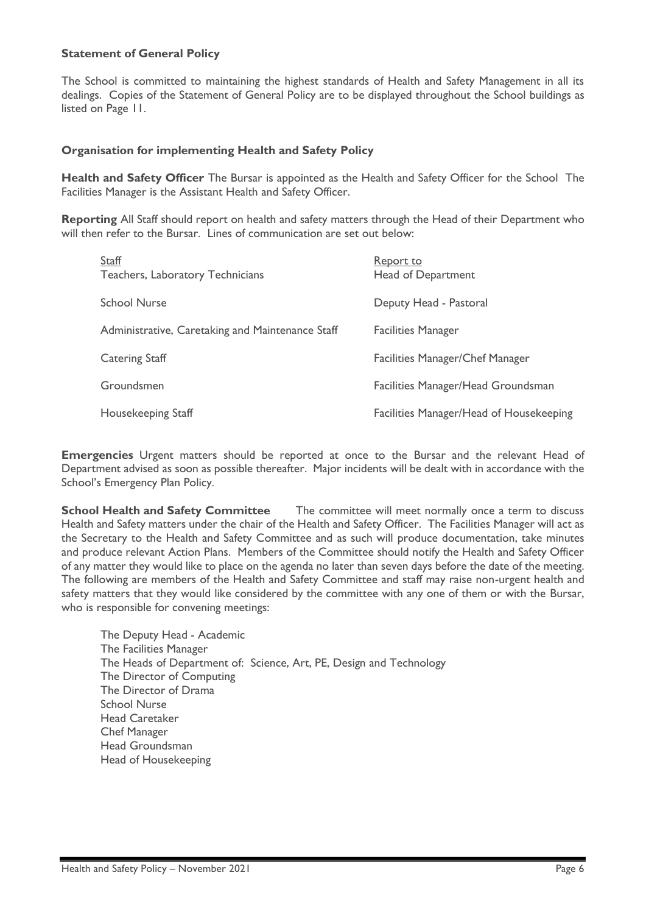### Statement of General Policy

The School is committed to maintaining the highest standards of Health and Safety Management in all its dealings. Copies of the Statement of General Policy are to be displayed throughout the School buildings as listed on Page 11.

### Organisation for implementing Health and Safety Policy

**Health and Safety Officer** The Bursar is appointed as the Health and Safety Officer for the School The Facilities Manager is the Assistant Health and Safety Officer.

**Reporting** All Staff should report on health and safety matters through the Head of their Department who will then refer to the Bursar. Lines of communication are set out below:

| Staff | Report to |
|---|---|
| Teachers, Laboratory Technicians | Head of Department |
| School Nurse | Deputy Head - Pastoral |
| Administrative, Caretaking and Maintenance Staff | Facilities Manager |
| Catering Staff | Facilities Manager/Chef Manager |
| Groundsmen | Facilities Manager/Head Groundsman |
| Housekeeping Staff | Facilities Manager/Head of Housekeeping |

**Emergencies** Urgent matters should be reported at once to the Bursar and the relevant Head of Department advised as soon as possible thereafter. Major incidents will be dealt with in accordance with the School's Emergency Plan Policy.

**School Health and Safety Committee** The committee will meet normally once a term to discuss Health and Safety matters under the chair of the Health and Safety Officer. The Facilities Manager will act as the Secretary to the Health and Safety Committee and as such will produce documentation, take minutes and produce relevant Action Plans. Members of the Committee should notify the Health and Safety Officer of any matter they would like to place on the agenda no later than seven days before the date of the meeting. The following are members of the Health and Safety Committee and staff may raise non-urgent health and safety matters that they would like considered by the committee with any one of them or with the Bursar, who is responsible for convening meetings:

- The Deputy Head - Academic
- The Facilities Manager
- The Heads of Department of: Science, Art, PE, Design and Technology
- The Director of Computing
- The Director of Drama
- School Nurse
- Head Caretaker
- Chef Manager
- Head Groundsman
- Head of Housekeeping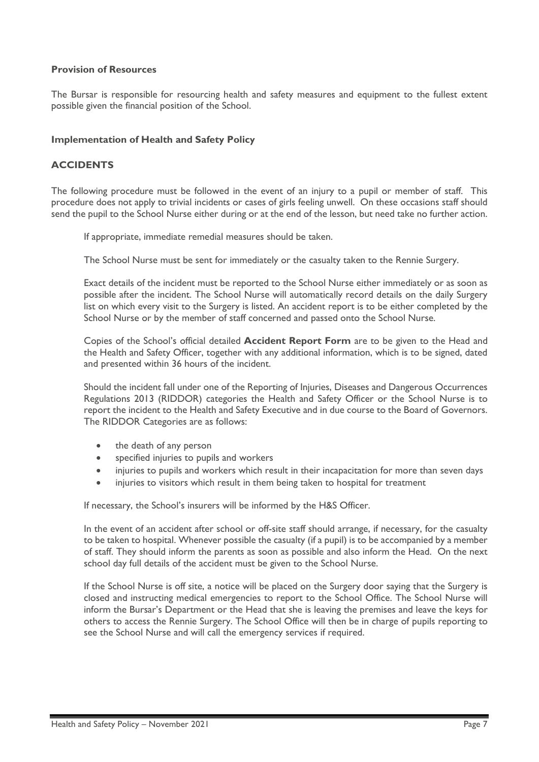**Provision of Resources**

The Bursar is responsible for resourcing health and safety measures and equipment to the fullest extent possible given the financial position of the School.

**Implementation of Health and Safety Policy**

## ACCIDENTS

The following procedure must be followed in the event of an injury to a pupil or member of staff. This procedure does not apply to trivial incidents or cases of girls feeling unwell. On these occasions staff should send the pupil to the School Nurse either during or at the end of the lesson, but need take no further action.

If appropriate, immediate remedial measures should be taken.

The School Nurse must be sent for immediately or the casualty taken to the Rennie Surgery.

Exact details of the incident must be reported to the School Nurse either immediately or as soon as possible after the incident. The School Nurse will automatically record details on the daily Surgery list on which every visit to the Surgery is listed. An accident report is to be either completed by the School Nurse or by the member of staff concerned and passed onto the School Nurse.

Copies of the School's official detailed **Accident Report Form** are to be given to the Head and the Health and Safety Officer, together with any additional information, which is to be signed, dated and presented within 36 hours of the incident.

Should the incident fall under one of the Reporting of Injuries, Diseases and Dangerous Occurrences Regulations 2013 (RIDDOR) categories the Health and Safety Officer or the School Nurse is to report the incident to the Health and Safety Executive and in due course to the Board of Governors. The RIDDOR Categories are as follows:

- the death of any person
- specified injuries to pupils and workers
- injuries to pupils and workers which result in their incapacitation for more than seven days
- injuries to visitors which result in them being taken to hospital for treatment

If necessary, the School's insurers will be informed by the H&S Officer.

In the event of an accident after school or off-site staff should arrange, if necessary, for the casualty to be taken to hospital. Whenever possible the casualty (if a pupil) is to be accompanied by a member of staff. They should inform the parents as soon as possible and also inform the Head. On the next school day full details of the accident must be given to the School Nurse.

If the School Nurse is off site, a notice will be placed on the Surgery door saying that the Surgery is closed and instructing medical emergencies to report to the School Office. The School Nurse will inform the Bursar's Department or the Head that she is leaving the premises and leave the keys for others to access the Rennie Surgery. The School Office will then be in charge of pupils reporting to see the School Nurse and will call the emergency services if required.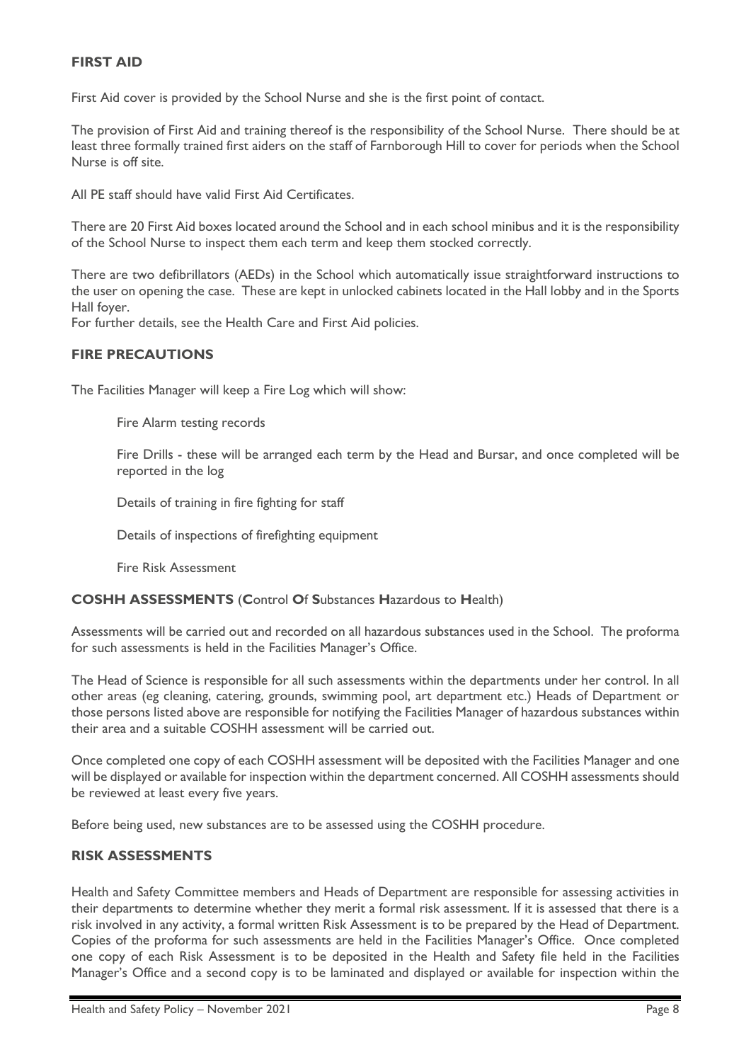## FIRST AID

First Aid cover is provided by the School Nurse and she is the first point of contact.

The provision of First Aid and training thereof is the responsibility of the School Nurse. There should be at least three formally trained first aiders on the staff of Farnborough Hill to cover for periods when the School Nurse is off site.

All PE staff should have valid First Aid Certificates.

There are 20 First Aid boxes located around the School and in each school minibus and it is the responsibility of the School Nurse to inspect them each term and keep them stocked correctly.

There are two defibrillators (AEDs) in the School which automatically issue straightforward instructions to the user on opening the case. These are kept in unlocked cabinets located in the Hall lobby and in the Sports Hall foyer.

For further details, see the Health Care and First Aid policies.

## FIRE PRECAUTIONS

The Facilities Manager will keep a Fire Log which will show:

Fire Alarm testing records

Fire Drills - these will be arranged each term by the Head and Bursar, and once completed will be reported in the log

Details of training in fire fighting for staff

Details of inspections of firefighting equipment

Fire Risk Assessment

## COSHH ASSESSMENTS (**C**ontrol **O**f **S**ubstances **H**azardous to **H**ealth)

Assessments will be carried out and recorded on all hazardous substances used in the School. The proforma for such assessments is held in the Facilities Manager's Office.

The Head of Science is responsible for all such assessments within the departments under her control. In all other areas (eg cleaning, catering, grounds, swimming pool, art department etc.) Heads of Department or those persons listed above are responsible for notifying the Facilities Manager of hazardous substances within their area and a suitable COSHH assessment will be carried out.

Once completed one copy of each COSHH assessment will be deposited with the Facilities Manager and one will be displayed or available for inspection within the department concerned. All COSHH assessments should be reviewed at least every five years.

Before being used, new substances are to be assessed using the COSHH procedure.

## RISK ASSESSMENTS

Health and Safety Committee members and Heads of Department are responsible for assessing activities in their departments to determine whether they merit a formal risk assessment. If it is assessed that there is a risk involved in any activity, a formal written Risk Assessment is to be prepared by the Head of Department. Copies of the proforma for such assessments are held in the Facilities Manager's Office. Once completed one copy of each Risk Assessment is to be deposited in the Health and Safety file held in the Facilities Manager's Office and a second copy is to be laminated and displayed or available for inspection within the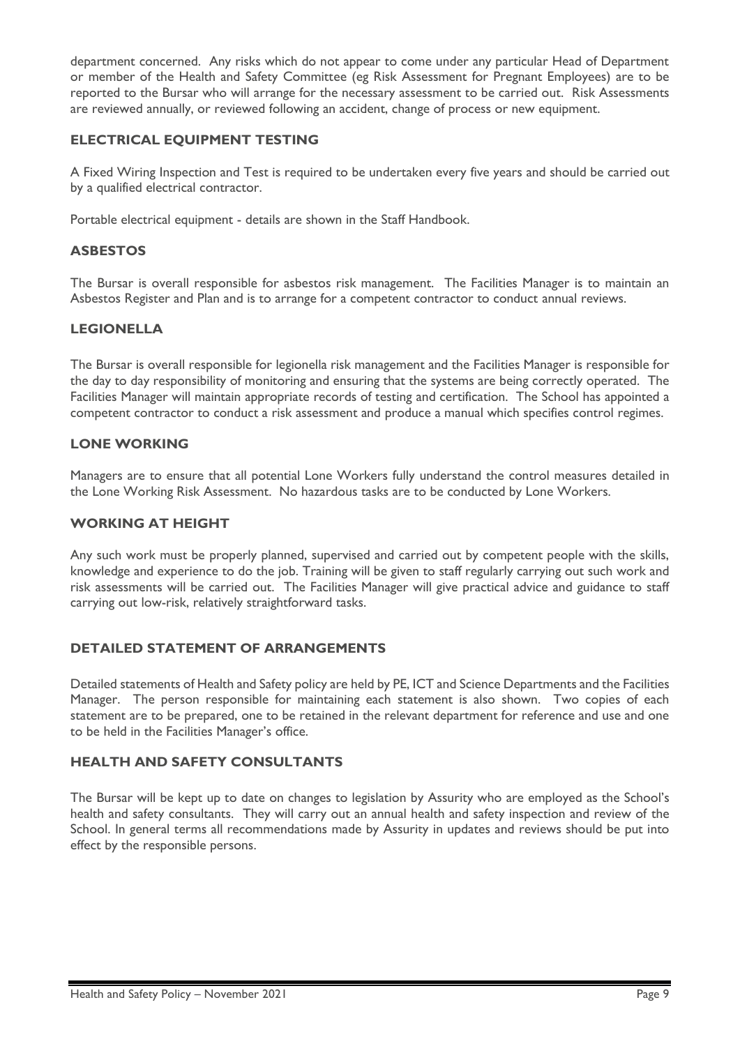department concerned. Any risks which do not appear to come under any particular Head of Department or member of the Health and Safety Committee (eg Risk Assessment for Pregnant Employees) are to be reported to the Bursar who will arrange for the necessary assessment to be carried out. Risk Assessments are reviewed annually, or reviewed following an accident, change of process or new equipment.

## ELECTRICAL EQUIPMENT TESTING

A Fixed Wiring Inspection and Test is required to be undertaken every five years and should be carried out by a qualified electrical contractor.

Portable electrical equipment - details are shown in the Staff Handbook.

## ASBESTOS

The Bursar is overall responsible for asbestos risk management. The Facilities Manager is to maintain an Asbestos Register and Plan and is to arrange for a competent contractor to conduct annual reviews.

## LEGIONELLA

The Bursar is overall responsible for legionella risk management and the Facilities Manager is responsible for the day to day responsibility of monitoring and ensuring that the systems are being correctly operated. The Facilities Manager will maintain appropriate records of testing and certification. The School has appointed a competent contractor to conduct a risk assessment and produce a manual which specifies control regimes.

## LONE WORKING

Managers are to ensure that all potential Lone Workers fully understand the control measures detailed in the Lone Working Risk Assessment. No hazardous tasks are to be conducted by Lone Workers.

## WORKING AT HEIGHT

Any such work must be properly planned, supervised and carried out by competent people with the skills, knowledge and experience to do the job. Training will be given to staff regularly carrying out such work and risk assessments will be carried out. The Facilities Manager will give practical advice and guidance to staff carrying out low-risk, relatively straightforward tasks.

## DETAILED STATEMENT OF ARRANGEMENTS

Detailed statements of Health and Safety policy are held by PE, ICT and Science Departments and the Facilities Manager. The person responsible for maintaining each statement is also shown. Two copies of each statement are to be prepared, one to be retained in the relevant department for reference and use and one to be held in the Facilities Manager's office.

## HEALTH AND SAFETY CONSULTANTS

The Bursar will be kept up to date on changes to legislation by Assurity who are employed as the School's health and safety consultants. They will carry out an annual health and safety inspection and review of the School. In general terms all recommendations made by Assurity in updates and reviews should be put into effect by the responsible persons.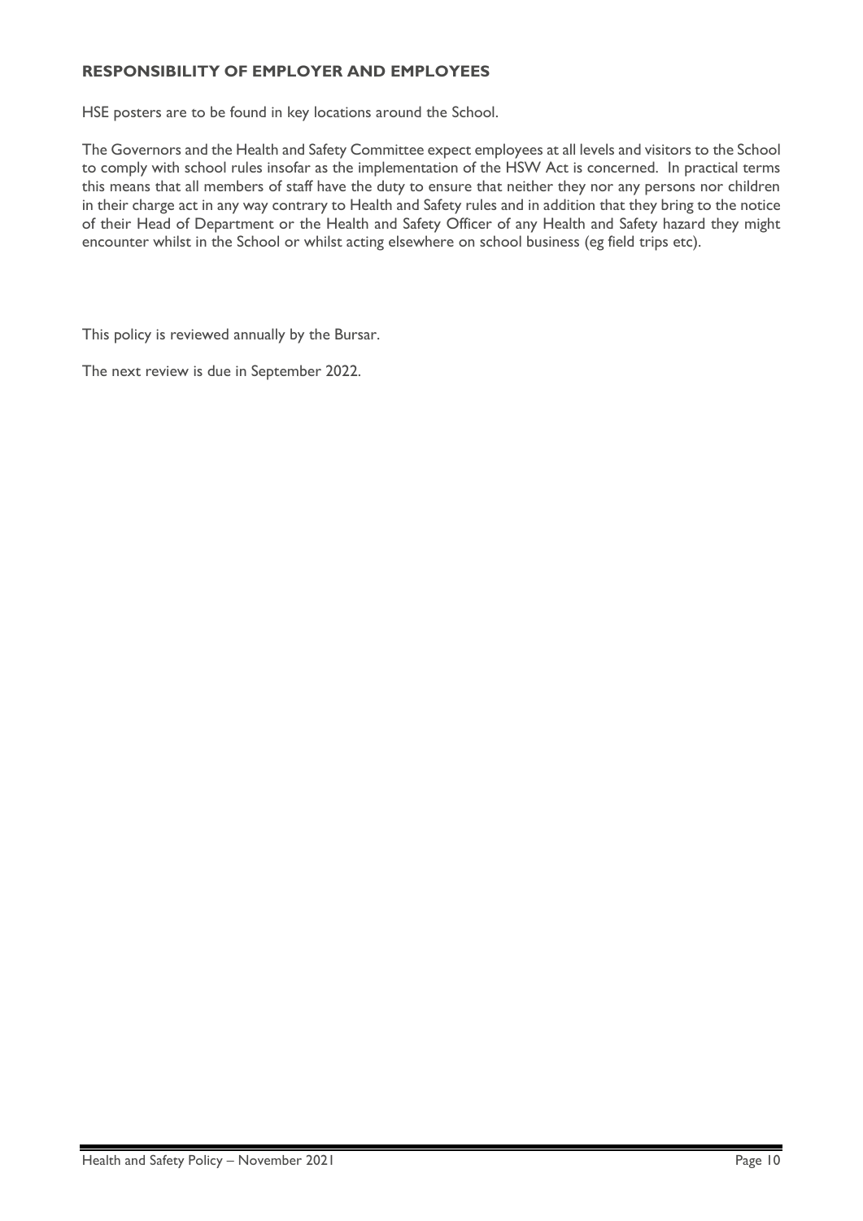## RESPONSIBILITY OF EMPLOYER AND EMPLOYEES

HSE posters are to be found in key locations around the School.

The Governors and the Health and Safety Committee expect employees at all levels and visitors to the School to comply with school rules insofar as the implementation of the HSW Act is concerned. In practical terms this means that all members of staff have the duty to ensure that neither they nor any persons nor children in their charge act in any way contrary to Health and Safety rules and in addition that they bring to the notice of their Head of Department or the Health and Safety Officer of any Health and Safety hazard they might encounter whilst in the School or whilst acting elsewhere on school business (eg field trips etc).

This policy is reviewed annually by the Bursar.

The next review is due in September 2022.